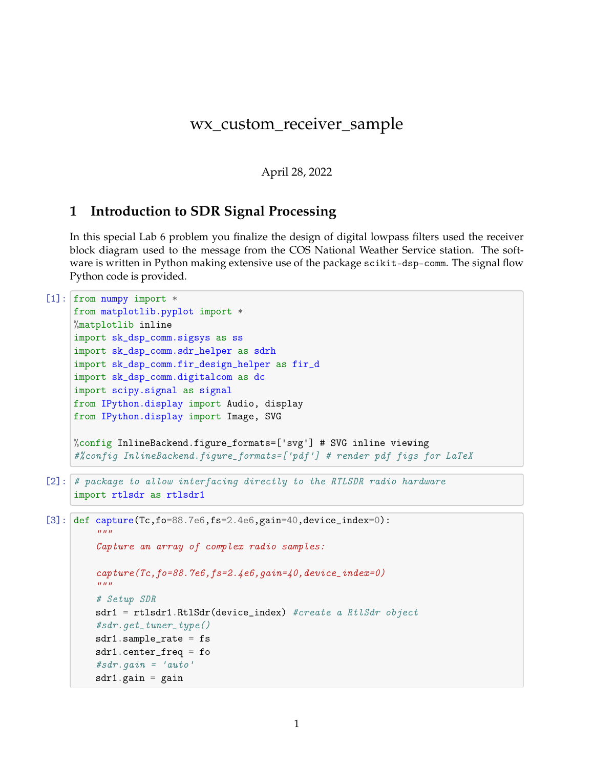# wx_custom_receiver_sample

April 28, 2022

## 1 Introduction to SDR Signal Processing

In this special Lab 6 problem you finalize the design of digital lowpass filters used the receiver block diagram used to the message from the COS National Weather Service station. The software is written in Python making extensive use of the package `scikit-dsp-comm`. The signal flow Python code is provided.

[1]:
```
from numpy import *
from matplotlib.pyplot import *
%matplotlib inline
import sk_dsp_comm.sigsys as ss
import sk_dsp_comm.sdr_helper as sdrh
import sk_dsp_comm.fir_design_helper as fir_d
import sk_dsp_comm.digitalcom as dc
import scipy.signal as signal
from IPython.display import Audio, display
from IPython.display import Image, SVG

%config InlineBackend.figure_formats=['svg'] # SVG inline viewing
#%config InlineBackend.figure_formats=['pdf'] # render pdf figs for LaTeX
```

[2]:
```
# package to allow interfacing directly to the RTLSDR radio hardware
import rtlsdr as rtlsdr1
```

[3]:
```
def capture(Tc,fo=88.7e6,fs=2.4e6,gain=40,device_index=0):
    """
    Capture an array of complex radio samples:

    capture(Tc,fo=88.7e6,fs=2.4e6,gain=40,device_index=0)
    """
    # Setup SDR
    sdr1 = rtlsdr1.RtlSdr(device_index) #create a RtlSdr object
    #sdr.get_tuner_type()
    sdr1.sample_rate = fs
    sdr1.center_freq = fo
    #sdr.gain = 'auto'
    sdr1.gain = gain
```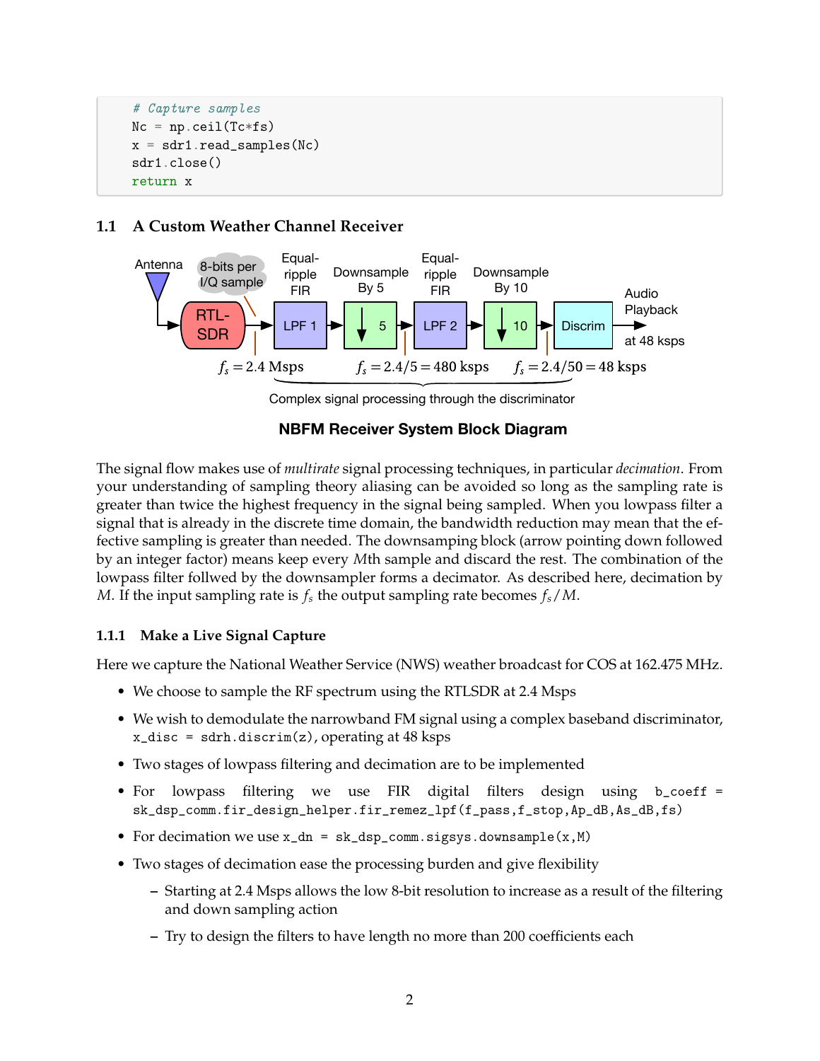```python
    # Capture samples
    Nc = np.ceil(Tc*fs)
    x = sdr1.read_samples(Nc)
    sdr1.close()
    return x
```

### 1.1 A Custom Weather Channel Receiver

Antenna | 8-bits per I/Q sample | RTL-SDR | Equal-ripple FIR LPF 1 | Downsample By 5 | Equal-ripple FIR LPF 2 | Downsample By 10 | Discrim | Audio Playback at 48 ksps

$f_s = 2.4$ Msps  $f_s = 2.4/5 = 480$ ksps  $f_s = 2.4/50 = 48$ ksps

Complex signal processing through the discriminator

**NBFM Receiver System Block Diagram**

The signal flow makes use of *multirate* signal processing techniques, in particular *decimation*. From your understanding of sampling theory aliasing can be avoided so long as the sampling rate is greater than twice the highest frequency in the signal being sampled. When you lowpass filter a signal that is already in the discrete time domain, the bandwidth reduction may mean that the effective sampling is greater than needed. The downsamping block (arrow pointing down followed by an integer factor) means keep every $M$th sample and discard the rest. The combination of the lowpass filter follwed by the downsampler forms a decimator. As described here, decimation by $M$. If the input sampling rate is $f_s$ the output sampling rate becomes $f_s/M$.

#### 1.1.1 Make a Live Signal Capture

Here we capture the National Weather Service (NWS) weather broadcast for COS at 162.475 MHz.

- We choose to sample the RF spectrum using the RTLSDR at 2.4 Msps
- We wish to demodulate the narrowband FM signal using a complex baseband discriminator, `x_disc = sdrh.discrim(z)`, operating at 48 ksps
- Two stages of lowpass filtering and decimation are to be implemented
- For lowpass filtering we use FIR digital filters design using `b_coeff = sk_dsp_comm.fir_design_helper.fir_remez_lpf(f_pass,f_stop,Ap_dB,As_dB,fs)`
- For decimation we use `x_dn = sk_dsp_comm.sigsys.downsample(x,M)`
- Two stages of decimation ease the processing burden and give flexibility
  - Starting at 2.4 Msps allows the low 8-bit resolution to increase as a result of the filtering and down sampling action
  - Try to design the filters to have length no more than 200 coefficients each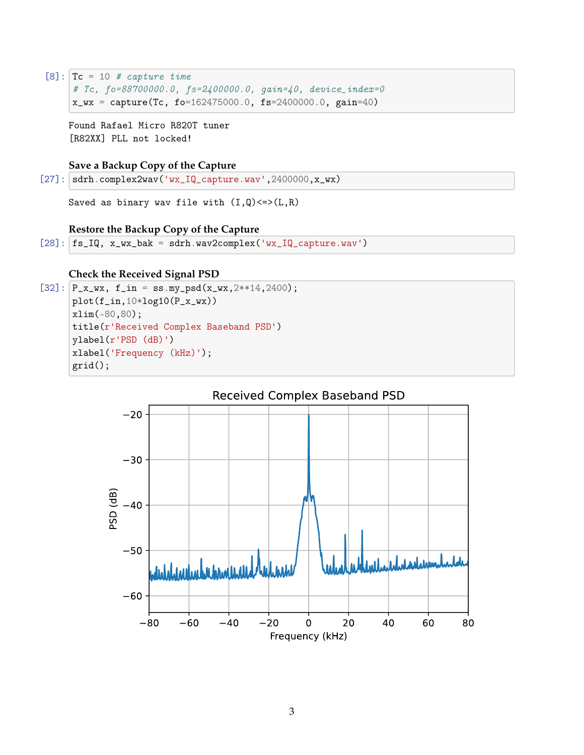[8]:
```
Tc = 10 # capture time
# Tc, fo=88700000.0, fs=2400000.0, gain=40, device_index=0
x_wx = capture(Tc, fo=162475000.0, fs=2400000.0, gain=40)
```

```
Found Rafael Micro R820T tuner
[R82XX] PLL not locked!
```

**Save a Backup Copy of the Capture**

[27]:
```
sdrh.complex2wav('wx_IQ_capture.wav',2400000,x_wx)
```

```
Saved as binary wav file with (I,Q)<=>(L,R)
```

**Restore the Backup Copy of the Capture**

[28]:
```
fs_IQ, x_wx_bak = sdrh.wav2complex('wx_IQ_capture.wav')
```

**Check the Received Signal PSD**

[32]:
```
P_x_wx, f_in = ss.my_psd(x_wx,2**14,2400);
plot(f_in,10*log10(P_x_wx))
xlim(-80,80);
title(r'Received Complex Baseband PSD')
ylabel(r'PSD (dB)')
xlabel('Frequency (kHz)');
grid();
```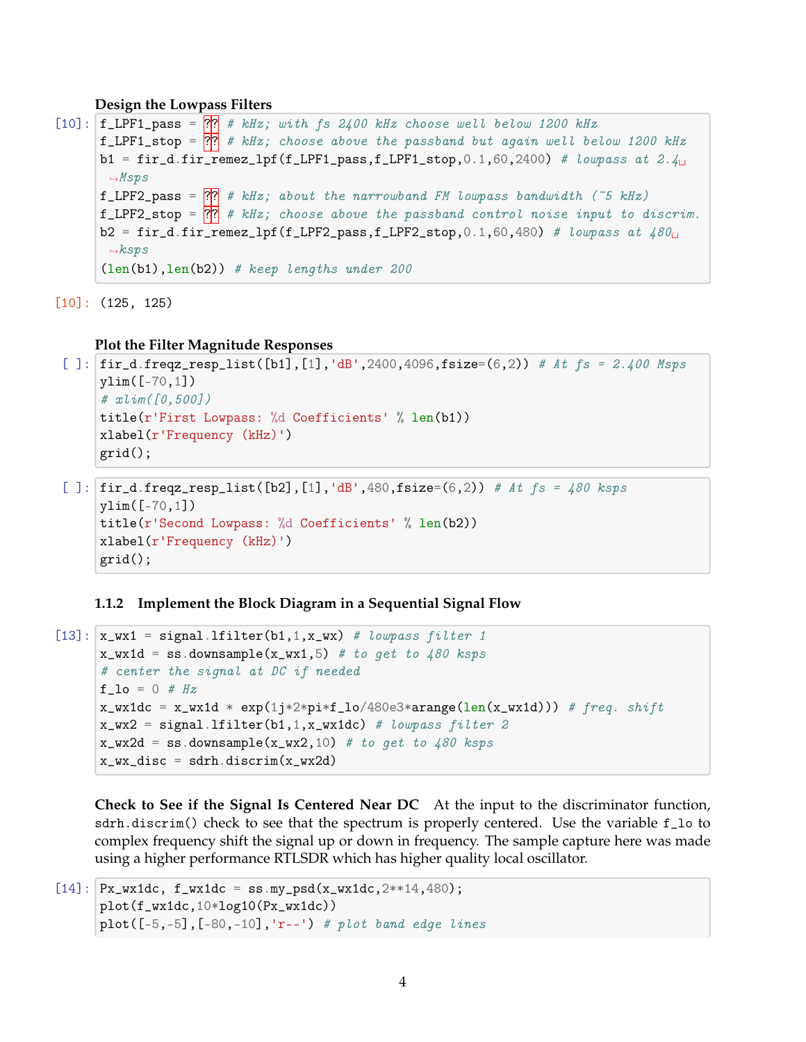**Design the Lowpass Filters**

```
[10]: f_LPF1_pass = ?? # kHz; with fs 2400 kHz choose well below 1200 kHz
      f_LPF1_stop = ?? # kHz; choose above the passband but again well below 1200 kHz
      b1 = fir_d.fir_remez_lpf(f_LPF1_pass,f_LPF1_stop,0.1,60,2400) # lowpass at 2.4
       ↪Msps
      f_LPF2_pass = ?? # kHz; about the narrowband FM lowpass bandwidth (~5 kHz)
      f_LPF2_stop = ?? # kHz; choose above the passband control noise input to discrim.
      b2 = fir_d.fir_remez_lpf(f_LPF2_pass,f_LPF2_stop,0.1,60,480) # lowpass at 480
       ↪ksps
      (len(b1),len(b2)) # keep lengths under 200
```

```
[10]: (125, 125)
```

**Plot the Filter Magnitude Responses**

```
[ ]: fir_d.freqz_resp_list([b1],[1],'dB',2400,4096,fsize=(6,2)) # At fs = 2.400 Msps
     ylim([-70,1])
     # xlim([0,500])
     title(r'First Lowpass: %d Coefficients' % len(b1))
     xlabel(r'Frequency (kHz)')
     grid();
```

```
[ ]: fir_d.freqz_resp_list([b2],[1],'dB',480,fsize=(6,2)) # At fs = 480 ksps
     ylim([-70,1])
     title(r'Second Lowpass: %d Coefficients' % len(b2))
     xlabel(r'Frequency (kHz)')
     grid();
```

### 1.1.2 Implement the Block Diagram in a Sequential Signal Flow

```
[13]: x_wx1 = signal.lfilter(b1,1,x_wx) # lowpass filter 1
      x_wx1d = ss.downsample(x_wx1,5) # to get to 480 ksps
      # center the signal at DC if needed
      f_lo = 0 # Hz
      x_wx1dc = x_wx1d * exp(1j*2*pi*f_lo/480e3*arange(len(x_wx1d))) # freq. shift
      x_wx2 = signal.lfilter(b1,1,x_wx1dc) # lowpass filter 2
      x_wx2d = ss.downsample(x_wx2,10) # to get to 480 ksps
      x_wx_disc = sdrh.discrim(x_wx2d)
```

**Check to See if the Signal Is Centered Near DC** At the input to the discriminator function, `sdrh.discrim()` check to see that the spectrum is properly centered. Use the variable `f_lo` to complex frequency shift the signal up or down in frequency. The sample capture here was made using a higher performance RTLSDR which has higher quality local oscillator.

```
[14]: Px_wx1dc, f_wx1dc = ss.my_psd(x_wx1dc,2**14,480);
      plot(f_wx1dc,10*log10(Px_wx1dc))
      plot([-5,-5],[-80,-10],'r--') # plot band edge lines
```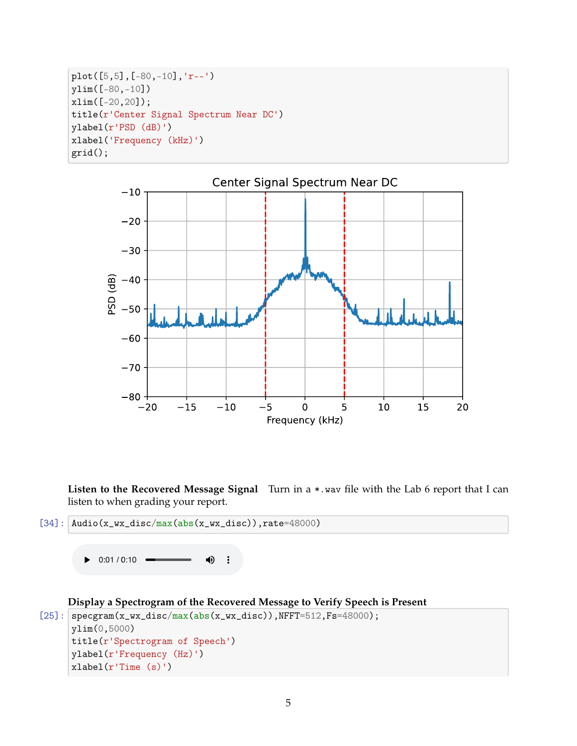```
plot([5,5],[-80,-10],'r--')
ylim([-80,-10])
xlim([-20,20]);
title(r'Center Signal Spectrum Near DC')
ylabel(r'PSD (dB)')
xlabel('Frequency (kHz)')
grid();
```

**Listen to the Recovered Message Signal** Turn in a *.wav file with the Lab 6 report that I can listen to when grading your report.

[34]:
```
Audio(x_wx_disc/max(abs(x_wx_disc)),rate=48000)
```

**Display a Spectrogram of the Recovered Message to Verify Speech is Present**

[25]:
```
specgram(x_wx_disc/max(abs(x_wx_disc)),NFFT=512,Fs=48000);
ylim(0,5000)
title(r'Spectrogram of Speech')
ylabel(r'Frequency (Hz)')
xlabel(r'Time (s)')
```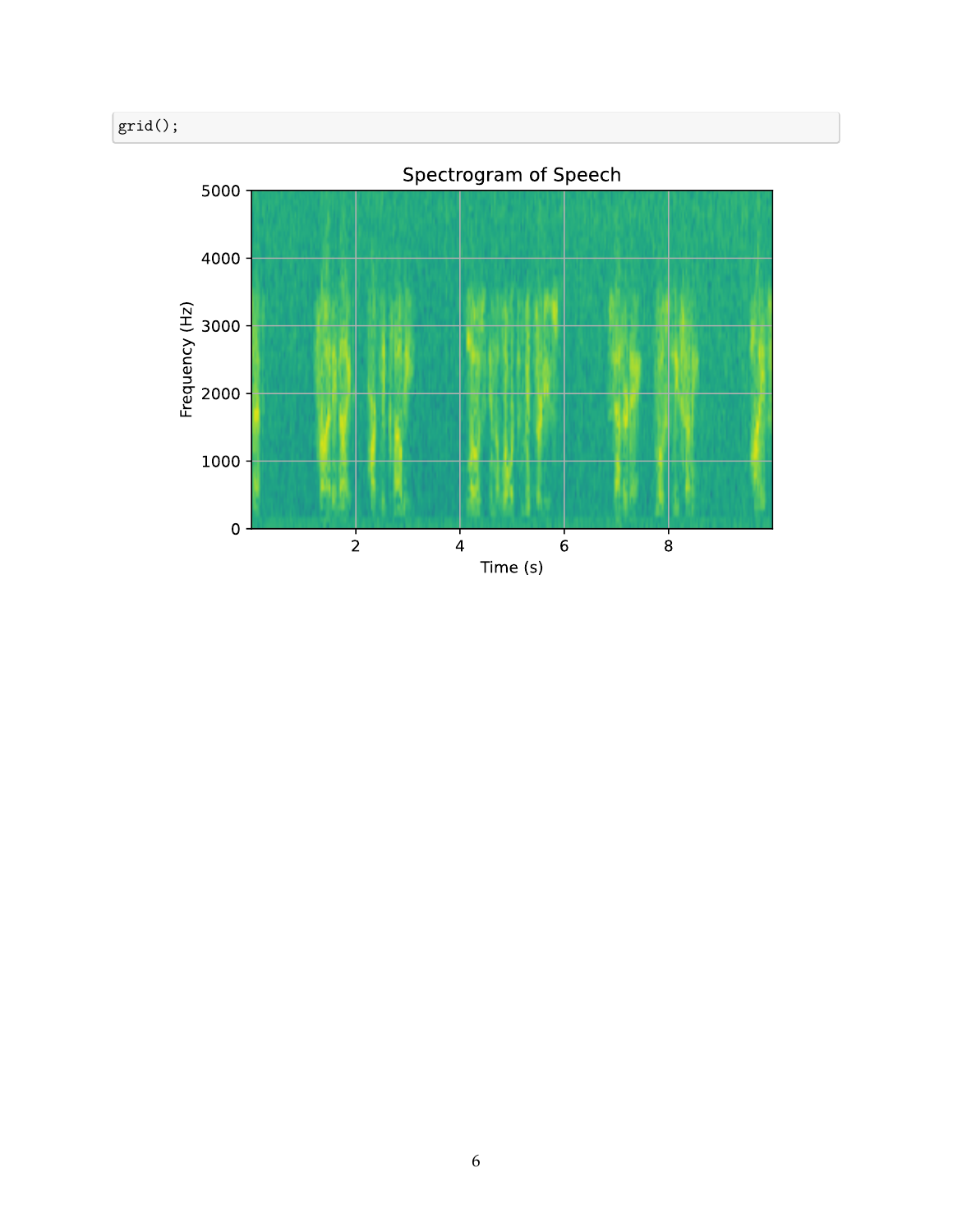```
grid();
```

Spectrogram of Speech

5000
4000
3000
2000
1000
0

Frequency (Hz)

2
4
6
8

Time (s)